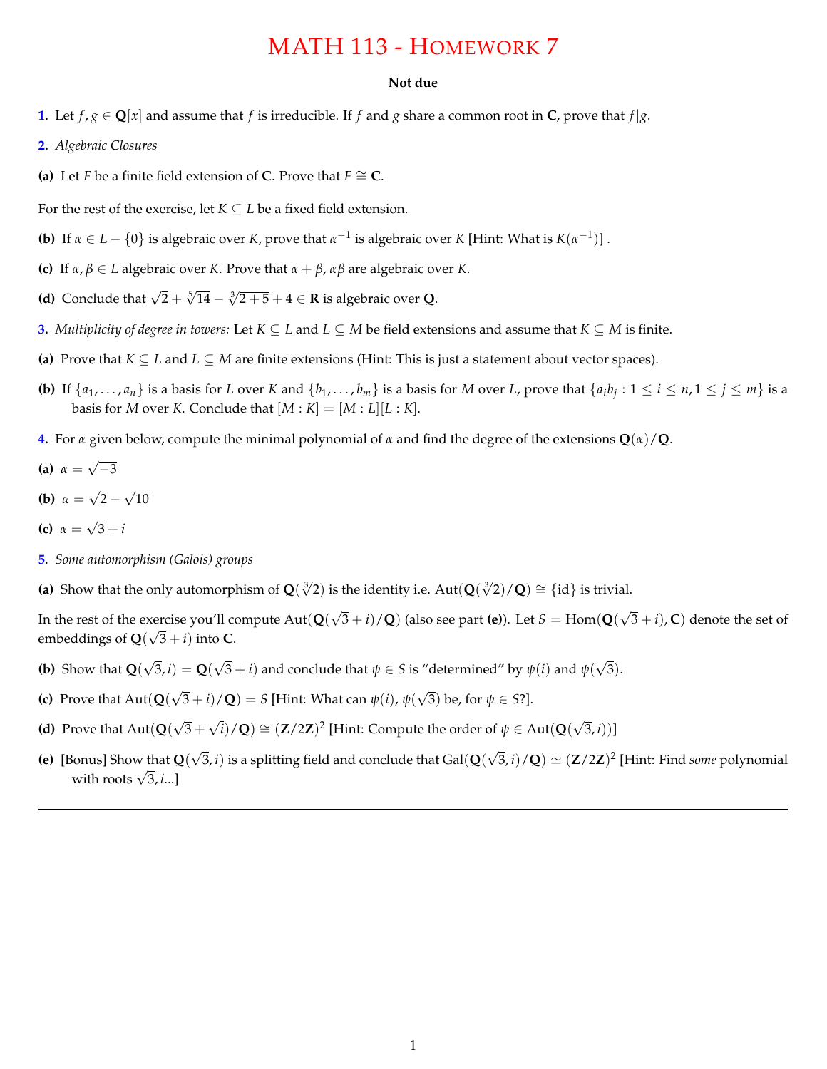# MATH 113 - HOMEWORK 7

**Not due**

**1.** Let $f, g \in \mathbf{Q}[x]$ and assume that $f$ is irreducible. If $f$ and $g$ share a common root in $\mathbf{C}$, prove that $f|g$.

**2.** *Algebraic Closures*

**(a)** Let $F$ be a finite field extension of $\mathbf{C}$. Prove that $F \cong \mathbf{C}$.

For the rest of the exercise, let $K \subseteq L$ be a fixed field extension.

**(b)** If $\alpha \in L - \{0\}$ is algebraic over $K$, prove that $\alpha^{-1}$ is algebraic over $K$ [Hint: What is $K(\alpha^{-1})$] .

**(c)** If $\alpha, \beta \in L$ algebraic over $K$. Prove that $\alpha + \beta$, $\alpha\beta$ are algebraic over $K$.

**(d)** Conclude that $\sqrt{2} + \sqrt[5]{14} - \sqrt[3]{2+5} + 4 \in \mathbf{R}$ is algebraic over $\mathbf{Q}$.

**3.** *Multiplicity of degree in towers:* Let $K \subseteq L$ and $L \subseteq M$ be field extensions and assume that $K \subseteq M$ is finite.

**(a)** Prove that $K \subseteq L$ and $L \subseteq M$ are finite extensions (Hint: This is just a statement about vector spaces).

**(b)** If $\{a_1, \ldots, a_n\}$ is a basis for $L$ over $K$ and $\{b_1, \ldots, b_m\}$ is a basis for $M$ over $L$, prove that $\{a_i b_j : 1 \leq i \leq n, 1 \leq j \leq m\}$ is a basis for $M$ over $K$. Conclude that $[M : K] = [M : L][L : K]$.

**4.** For $\alpha$ given below, compute the minimal polynomial of $\alpha$ and find the degree of the extensions $\mathbf{Q}(\alpha)/\mathbf{Q}$.

**(a)** $\alpha = \sqrt{-3}$

**(b)** $\alpha = \sqrt{2} - \sqrt{10}$

**(c)** $\alpha = \sqrt{3} + i$

**5.** *Some automorphism (Galois) groups*

**(a)** Show that the only automorphism of $\mathbf{Q}(\sqrt[3]{2})$ is the identity i.e. $\mathrm{Aut}(\mathbf{Q}(\sqrt[3]{2})/\mathbf{Q}) \cong \{\mathrm{id}\}$ is trivial.

In the rest of the exercise you'll compute $\mathrm{Aut}(\mathbf{Q}(\sqrt{3}+i)/\mathbf{Q})$ (also see part **(e)**). Let $S = \mathrm{Hom}(\mathbf{Q}(\sqrt{3}+i), \mathbf{C})$ denote the set of embeddings of $\mathbf{Q}(\sqrt{3}+i)$ into $\mathbf{C}$.

**(b)** Show that $\mathbf{Q}(\sqrt{3}, i) = \mathbf{Q}(\sqrt{3}+i)$ and conclude that $\psi \in S$ is "determined" by $\psi(i)$ and $\psi(\sqrt{3})$.

**(c)** Prove that $\mathrm{Aut}(\mathbf{Q}(\sqrt{3}+i)/\mathbf{Q}) = S$ [Hint: What can $\psi(i)$, $\psi(\sqrt{3})$ be, for $\psi \in S$?].

**(d)** Prove that $\mathrm{Aut}(\mathbf{Q}(\sqrt{3}+\sqrt{i})/\mathbf{Q}) \cong (\mathbf{Z}/2\mathbf{Z})^2$ [Hint: Compute the order of $\psi \in \mathrm{Aut}(\mathbf{Q}(\sqrt{3}, i))$]

**(e)** [Bonus] Show that $\mathbf{Q}(\sqrt{3}, i)$ is a splitting field and conclude that $\mathrm{Gal}(\mathbf{Q}(\sqrt{3}, i)/\mathbf{Q}) \simeq (\mathbf{Z}/2\mathbf{Z})^2$ [Hint: Find *some* polynomial with roots $\sqrt{3}, i$...]

---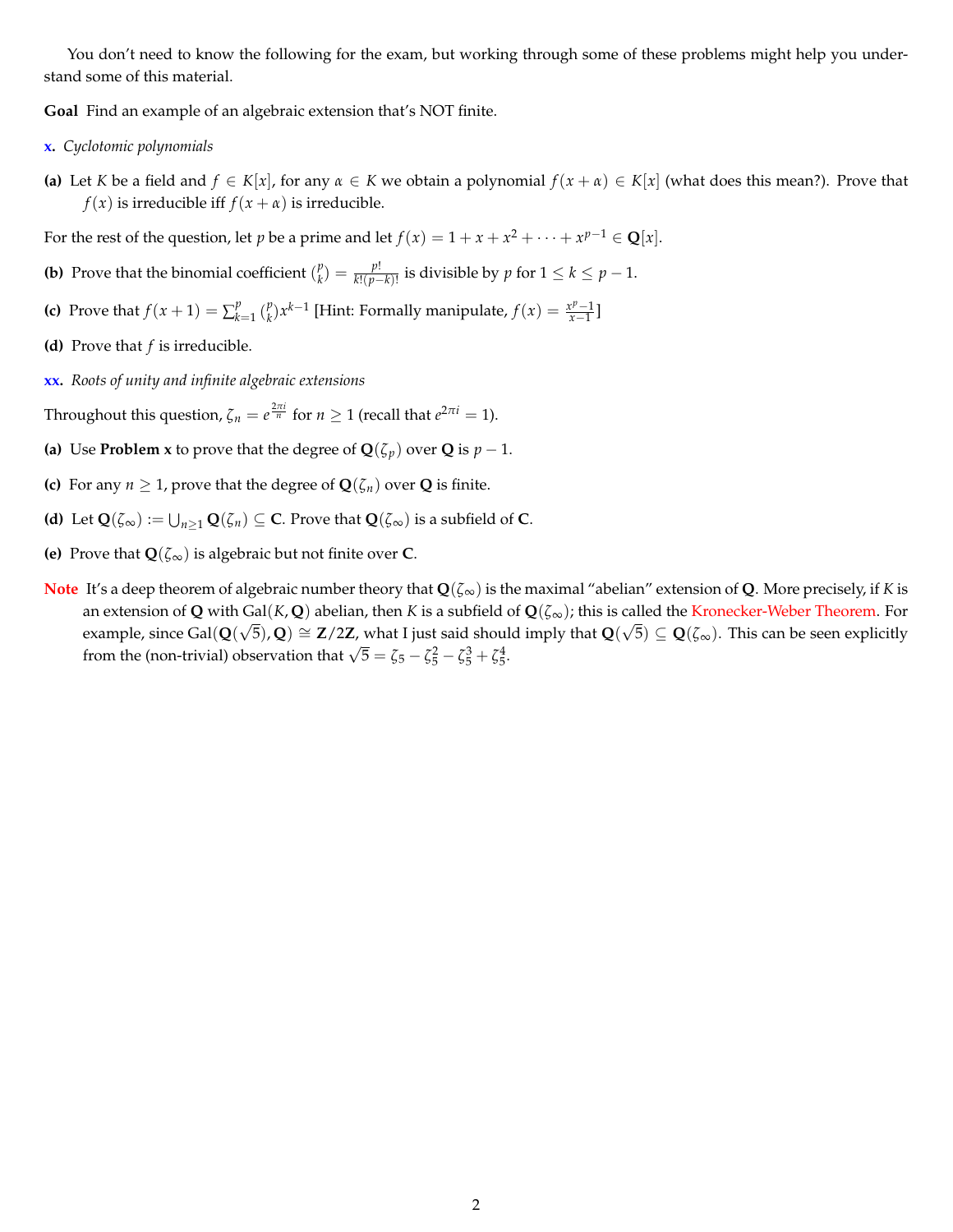You don't need to know the following for the exam, but working through some of these problems might help you understand some of this material.

**Goal** Find an example of an algebraic extension that's NOT finite.

**x.** *Cyclotomic polynomials*

**(a)** Let $K$ be a field and $f \in K[x]$, for any $\alpha \in K$ we obtain a polynomial $f(x+\alpha) \in K[x]$ (what does this mean?). Prove that $f(x)$ is irreducible iff $f(x+\alpha)$ is irreducible.

For the rest of the question, let $p$ be a prime and let $f(x) = 1 + x + x^2 + \cdots + x^{p-1} \in \mathbf{Q}[x]$.

**(b)** Prove that the binomial coefficient $\binom{p}{k} = \frac{p!}{k!(p-k)!}$ is divisible by $p$ for $1 \leq k \leq p-1$.

**(c)** Prove that $f(x+1) = \sum_{k=1}^{p} \binom{p}{k} x^{k-1}$ [Hint: Formally manipulate, $f(x) = \frac{x^p - 1}{x-1}$]

**(d)** Prove that $f$ is irreducible.

**xx.** *Roots of unity and infinite algebraic extensions*

Throughout this question, $\zeta_n = e^{\frac{2\pi i}{n}}$ for $n \geq 1$ (recall that $e^{2\pi i} = 1$).

**(a)** Use **Problem x** to prove that the degree of $\mathbf{Q}(\zeta_p)$ over $\mathbf{Q}$ is $p-1$.

**(c)** For any $n \geq 1$, prove that the degree of $\mathbf{Q}(\zeta_n)$ over $\mathbf{Q}$ is finite.

**(d)** Let $\mathbf{Q}(\zeta_\infty) := \bigcup_{n \geq 1} \mathbf{Q}(\zeta_n) \subseteq \mathbf{C}$. Prove that $\mathbf{Q}(\zeta_\infty)$ is a subfield of $\mathbf{C}$.

**(e)** Prove that $\mathbf{Q}(\zeta_\infty)$ is algebraic but not finite over $\mathbf{C}$.

**Note** It's a deep theorem of algebraic number theory that $\mathbf{Q}(\zeta_\infty)$ is the maximal "abelian" extension of $\mathbf{Q}$. More precisely, if $K$ is an extension of $\mathbf{Q}$ with $\mathrm{Gal}(K, \mathbf{Q})$ abelian, then $K$ is a subfield of $\mathbf{Q}(\zeta_\infty)$; this is called the Kronecker-Weber Theorem. For example, since $\mathrm{Gal}(\mathbf{Q}(\sqrt{5}), \mathbf{Q}) \cong \mathbf{Z}/2\mathbf{Z}$, what I just said should imply that $\mathbf{Q}(\sqrt{5}) \subseteq \mathbf{Q}(\zeta_\infty)$. This can be seen explicitly from the (non-trivial) observation that $\sqrt{5} = \zeta_5 - \zeta_5^2 - \zeta_5^3 + \zeta_5^4$.